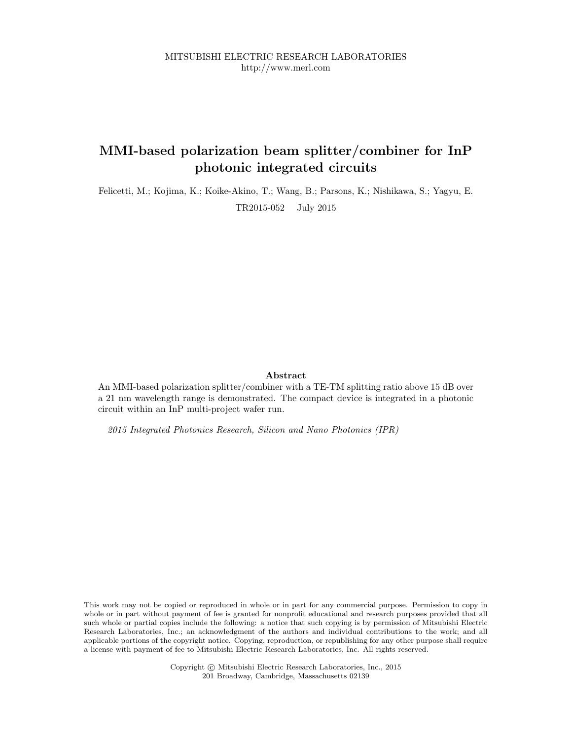MITSUBISHI ELECTRIC RESEARCH LABORATORIES
http://www.merl.com

# MMI-based polarization beam splitter/combiner for InP photonic integrated circuits

Felicetti, M.; Kojima, K.; Koike-Akino, T.; Wang, B.; Parsons, K.; Nishikawa, S.; Yagyu, E.

TR2015-052 July 2015

### Abstract

An MMI-based polarization splitter/combiner with a TE-TM splitting ratio above 15 dB over a 21 nm wavelength range is demonstrated. The compact device is integrated in a photonic circuit within an InP multi-project wafer run.

*2015 Integrated Photonics Research, Silicon and Nano Photonics (IPR)*

This work may not be copied or reproduced in whole or in part for any commercial purpose. Permission to copy in whole or in part without payment of fee is granted for nonprofit educational and research purposes provided that all such whole or partial copies include the following: a notice that such copying is by permission of Mitsubishi Electric Research Laboratories, Inc.; an acknowledgment of the authors and individual contributions to the work; and all applicable portions of the copyright notice. Copying, reproduction, or republishing for any other purpose shall require a license with payment of fee to Mitsubishi Electric Research Laboratories, Inc. All rights reserved.

Copyright © Mitsubishi Electric Research Laboratories, Inc., 2015
201 Broadway, Cambridge, Massachusetts 02139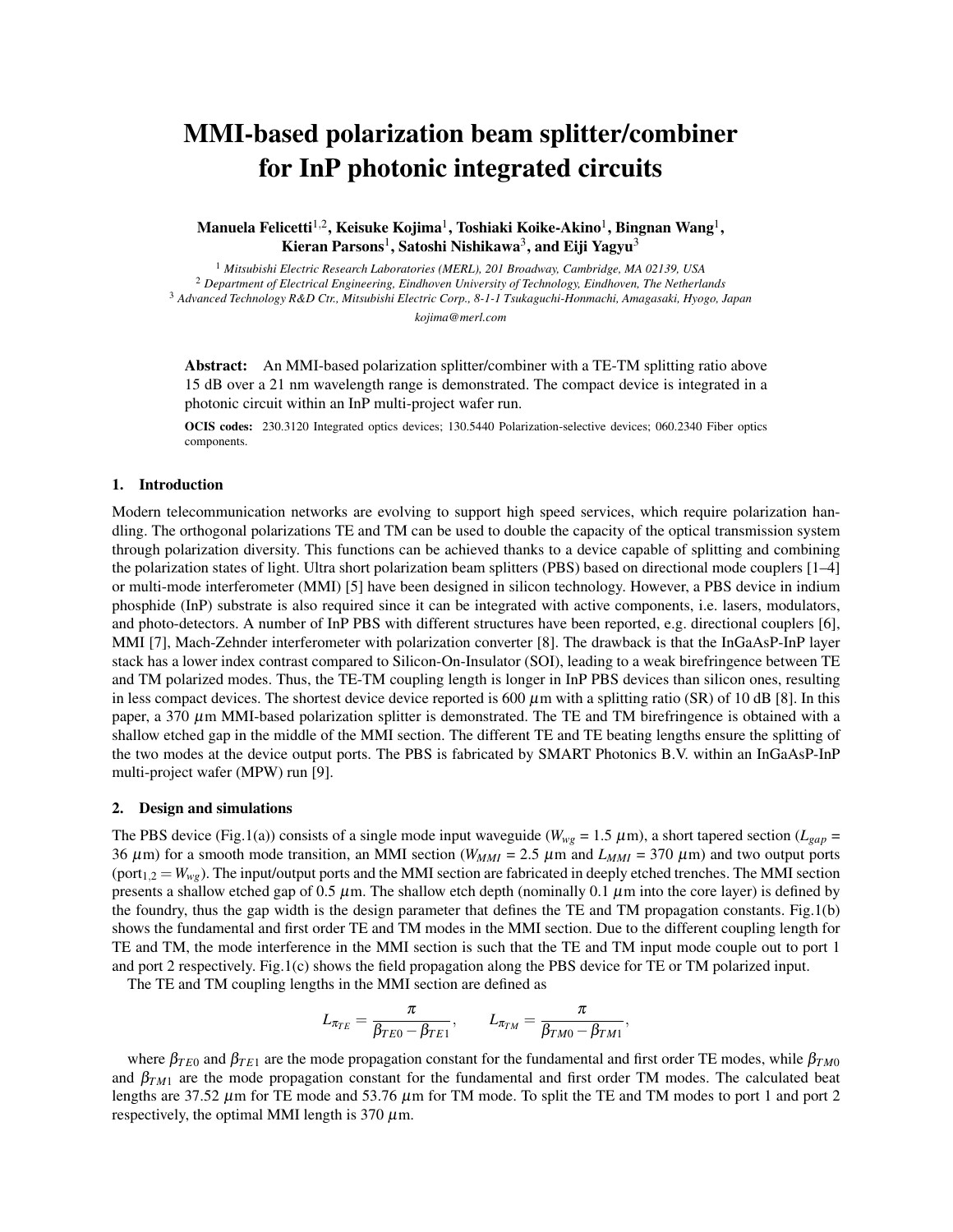# MMI-based polarization beam splitter/combiner for InP photonic integrated circuits

**Manuela Felicetti[1,2], Keisuke Kojima[1], Toshiaki Koike-Akino[1], Bingnan Wang[1], Kieran Parsons[1], Satoshi Nishikawa[3], and Eiji Yagyu[3]**

[1] *Mitsubishi Electric Research Laboratories (MERL), 201 Broadway, Cambridge, MA 02139, USA*
[2] *Department of Electrical Engineering, Eindhoven University of Technology, Eindhoven, The Netherlands*
[3] *Advanced Technology R&D Ctr., Mitsubishi Electric Corp., 8-1-1 Tsukaguchi-Honmachi, Amagasaki, Hyogo, Japan*
*kojima@merl.com*

**Abstract:** An MMI-based polarization splitter/combiner with a TE-TM splitting ratio above 15 dB over a 21 nm wavelength range is demonstrated. The compact device is integrated in a photonic circuit within an InP multi-project wafer run.

**OCIS codes:** 230.3120 Integrated optics devices; 130.5440 Polarization-selective devices; 060.2340 Fiber optics components.

## 1. Introduction

Modern telecommunication networks are evolving to support high speed services, which require polarization handling. The orthogonal polarizations TE and TM can be used to double the capacity of the optical transmission system through polarization diversity. This functions can be achieved thanks to a device capable of splitting and combining the polarization states of light. Ultra short polarization beam splitters (PBS) based on directional mode couplers [1–4] or multi-mode interferometer (MMI) [5] have been designed in silicon technology. However, a PBS device in indium phosphide (InP) substrate is also required since it can be integrated with active components, i.e. lasers, modulators, and photo-detectors. A number of InP PBS with different structures have been reported, e.g. directional couplers [6], MMI [7], Mach-Zehnder interferometer with polarization converter [8]. The drawback is that the InGaAsP-InP layer stack has a lower index contrast compared to Silicon-On-Insulator (SOI), leading to a weak birefringence between TE and TM polarized modes. Thus, the TE-TM coupling length is longer in InP PBS devices than silicon ones, resulting in less compact devices. The shortest device device reported is 600 $\mu$m with a splitting ratio (SR) of 10 dB [8]. In this paper, a 370 $\mu$m MMI-based polarization splitter is demonstrated. The TE and TM birefringence is obtained with a shallow etched gap in the middle of the MMI section. The different TE and TE beating lengths ensure the splitting of the two modes at the device output ports. The PBS is fabricated by SMART Photonics B.V. within an InGaAsP-InP multi-project wafer (MPW) run [9].

## 2. Design and simulations

The PBS device (Fig.1(a)) consists of a single mode input waveguide ($W_{wg}$ = 1.5 $\mu$m), a short tapered section ($L_{gap}$ = 36 $\mu$m) for a smooth mode transition, an MMI section ($W_{MMI}$ = 2.5 $\mu$m and $L_{MMI}$ = 370 $\mu$m) and two output ports ($\text{port}_{1,2} = W_{wg}$). The input/output ports and the MMI section are fabricated in deeply etched trenches. The MMI section presents a shallow etched gap of 0.5 $\mu$m. The shallow etch depth (nominally 0.1 $\mu$m into the core layer) is defined by the foundry, thus the gap width is the design parameter that defines the TE and TM propagation constants. Fig.1(b) shows the fundamental and first order TE and TM modes in the MMI section. Due to the different coupling length for TE and TM, the mode interference in the MMI section is such that the TE and TM input mode couple out to port 1 and port 2 respectively. Fig.1(c) shows the field propagation along the PBS device for TE or TM polarized input.

The TE and TM coupling lengths in the MMI section are defined as

$$L_{\pi_{TE}} = \frac{\pi}{\beta_{TE0} - \beta_{TE1}}, \qquad L_{\pi_{TM}} = \frac{\pi}{\beta_{TM0} - \beta_{TM1}},$$

where $\beta_{TE0}$ and $\beta_{TE1}$ are the mode propagation constant for the fundamental and first order TE modes, while $\beta_{TM0}$ and $\beta_{TM1}$ are the mode propagation constant for the fundamental and first order TM modes. The calculated beat lengths are 37.52 $\mu$m for TE mode and 53.76 $\mu$m for TM mode. To split the TE and TM modes to port 1 and port 2 respectively, the optimal MMI length is 370 $\mu$m.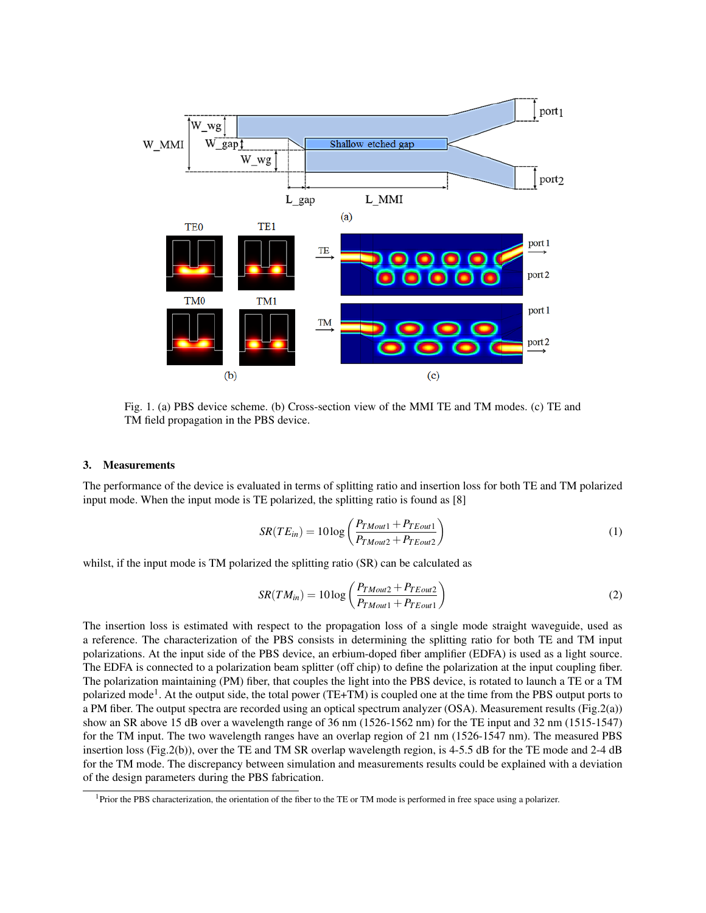Fig. 1. (a) PBS device scheme. (b) Cross-section view of the MMI TE and TM modes. (c) TE and TM field propagation in the PBS device.

### 3. Measurements

The performance of the device is evaluated in terms of splitting ratio and insertion loss for both TE and TM polarized input mode. When the input mode is TE polarized, the splitting ratio is found as [8]

$$SR(TE_{in}) = 10\log\left(\frac{P_{TMout1} + P_{TEout1}}{P_{TMout2} + P_{TEout2}}\right) \tag{1}$$

whilst, if the input mode is TM polarized the splitting ratio (SR) can be calculated as

$$SR(TM_{in}) = 10\log\left(\frac{P_{TMout2} + P_{TEout2}}{P_{TMout1} + P_{TEout1}}\right) \tag{2}$$

The insertion loss is estimated with respect to the propagation loss of a single mode straight waveguide, used as a reference. The characterization of the PBS consists in determining the splitting ratio for both TE and TM input polarizations. At the input side of the PBS device, an erbium-doped fiber amplifier (EDFA) is used as a light source. The EDFA is connected to a polarization beam splitter (off chip) to define the polarization at the input coupling fiber. The polarization maintaining (PM) fiber, that couples the light into the PBS device, is rotated to launch a TE or a TM polarized mode[1]. At the output side, the total power (TE+TM) is coupled one at the time from the PBS output ports to a PM fiber. The output spectra are recorded using an optical spectrum analyzer (OSA). Measurement results (Fig.2(a)) show an SR above 15 dB over a wavelength range of 36 nm (1526-1562 nm) for the TE input and 32 nm (1515-1547) for the TM input. The two wavelength ranges have an overlap region of 21 nm (1526-1547 nm). The measured PBS insertion loss (Fig.2(b)), over the TE and TM SR overlap wavelength region, is 4-5.5 dB for the TE mode and 2-4 dB for the TM mode. The discrepancy between simulation and measurements results could be explained with a deviation of the design parameters during the PBS fabrication.

[1] Prior the PBS characterization, the orientation of the fiber to the TE or TM mode is performed in free space using a polarizer.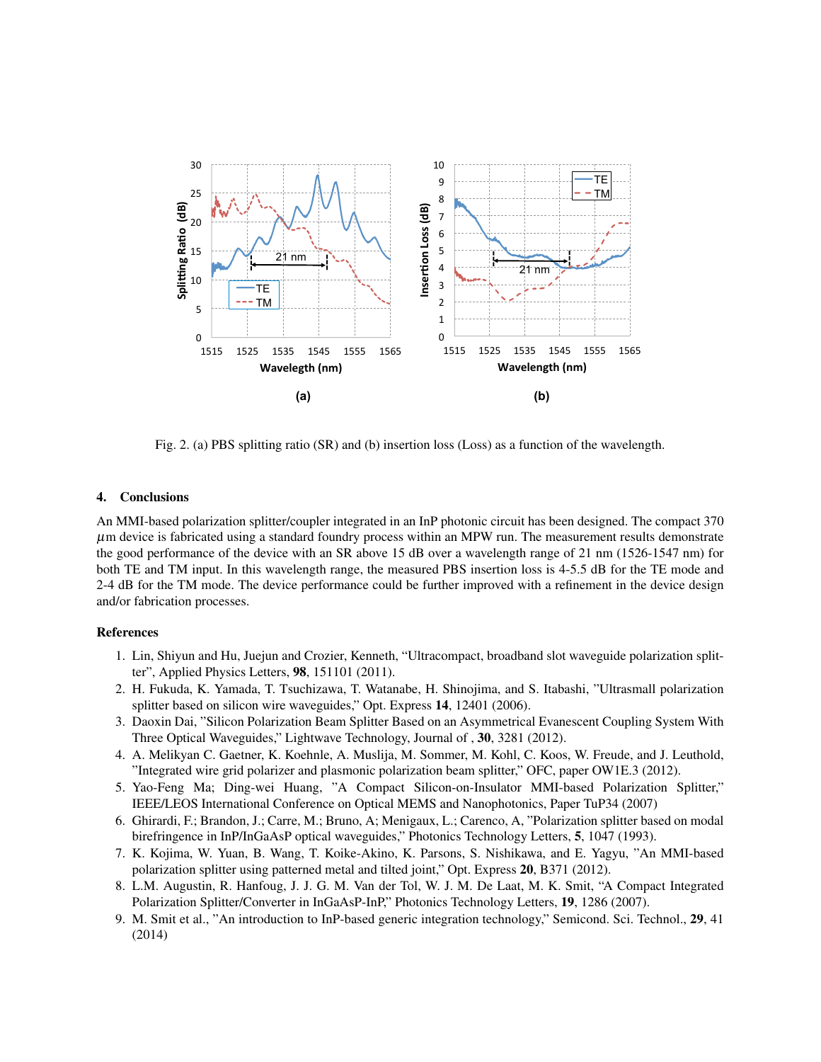30
25
20
15
10
5
0
Splitting Ratio (dB)
1515 1525 1535 1545 1555 1565
Wavelegth (nm)
21 nm
TE
TM
(a)

10
9
8
7
6
5
4
3
2
1
0
Insertion Loss (dB)
1515 1525 1535 1545 1555 1565
Wavelength (nm)
21 nm
TE
TM
(b)

Fig. 2. (a) PBS splitting ratio (SR) and (b) insertion loss (Loss) as a function of the wavelength.

## 4. Conclusions

An MMI-based polarization splitter/coupler integrated in an InP photonic circuit has been designed. The compact 370 $\mu$m device is fabricated using a standard foundry process within an MPW run. The measurement results demonstrate the good performance of the device with an SR above 15 dB over a wavelength range of 21 nm (1526-1547 nm) for both TE and TM input. In this wavelength range, the measured PBS insertion loss is 4-5.5 dB for the TE mode and 2-4 dB for the TM mode. The device performance could be further improved with a refinement in the device design and/or fabrication processes.

## References

1. Lin, Shiyun and Hu, Juejun and Crozier, Kenneth, "Ultracompact, broadband slot waveguide polarization splitter", Applied Physics Letters, **98**, 151101 (2011).
2. H. Fukuda, K. Yamada, T. Tsuchizawa, T. Watanabe, H. Shinojima, and S. Itabashi, "Ultrasmall polarization splitter based on silicon wire waveguides," Opt. Express **14**, 12401 (2006).
3. Daoxin Dai, "Silicon Polarization Beam Splitter Based on an Asymmetrical Evanescent Coupling System With Three Optical Waveguides," Lightwave Technology, Journal of , **30**, 3281 (2012).
4. A. Melikyan C. Gaetner, K. Koehnle, A. Muslija, M. Sommer, M. Kohl, C. Koos, W. Freude, and J. Leuthold, "Integrated wire grid polarizer and plasmonic polarization beam splitter," OFC, paper OW1E.3 (2012).
5. Yao-Feng Ma; Ding-wei Huang, "A Compact Silicon-on-Insulator MMI-based Polarization Splitter," IEEE/LEOS International Conference on Optical MEMS and Nanophotonics, Paper TuP34 (2007)
6. Ghirardi, F.; Brandon, J.; Carre, M.; Bruno, A; Menigaux, L.; Carenco, A, "Polarization splitter based on modal birefringence in InP/InGaAsP optical waveguides," Photonics Technology Letters, **5**, 1047 (1993).
7. K. Kojima, W. Yuan, B. Wang, T. Koike-Akino, K. Parsons, S. Nishikawa, and E. Yagyu, "An MMI-based polarization splitter using patterned metal and tilted joint," Opt. Express **20**, B371 (2012).
8. L.M. Augustin, R. Hanfoug, J. J. G. M. Van der Tol, W. J. M. De Laat, M. K. Smit, "A Compact Integrated Polarization Splitter/Converter in InGaAsP-InP," Photonics Technology Letters, **19**, 1286 (2007).
9. M. Smit et al., "An introduction to InP-based generic integration technology," Semicond. Sci. Technol., **29**, 41 (2014)